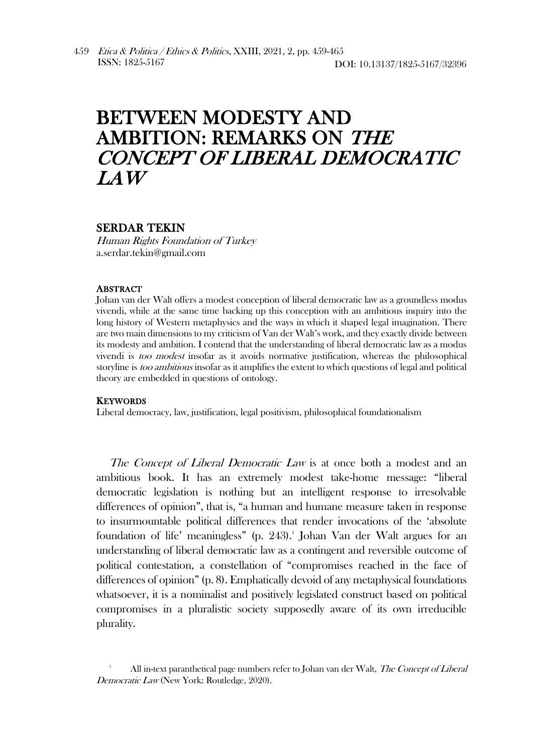# BETWEEN MODESTY AND AMBITION: REMARKS ON *THE CONCEPT OF LIBERAL DEMOCRATIC LAW*

## SERDAR TEKIN

*Human Rights Foundation of Turkey*
a.serdar.tekin@gmail.com

**ABSTRACT**

Johan van der Walt offers a modest conception of liberal democratic law as a groundless modus vivendi, while at the same time backing up this conception with an ambitious inquiry into the long history of Western metaphysics and the ways in which it shaped legal imagination. There are two main dimensions to my criticism of Van der Walt's work, and they exactly divide between its modesty and ambition. I contend that the understanding of liberal democratic law as a modus vivendi is *too modest* insofar as it avoids normative justification, whereas the philosophical storyline is *too ambitious* insofar as it amplifies the extent to which questions of legal and political theory are embedded in questions of ontology.

**KEYWORDS**

Liberal democracy, law, justification, legal positivism, philosophical foundationalism

*The Concept of Liberal Democratic Law* is at once both a modest and an ambitious book. It has an extremely modest take-home message: "liberal democratic legislation is nothing but an intelligent response to irresolvable differences of opinion", that is, "a human and humane measure taken in response to insurmountable political differences that render invocations of the 'absolute foundation of life' meaningless" (p. 243).[1] Johan Van der Walt argues for an understanding of liberal democratic law as a contingent and reversible outcome of political contestation, a constellation of "compromises reached in the face of differences of opinion" (p. 8). Emphatically devoid of any metaphysical foundations whatsoever, it is a nominalist and positively legislated construct based on political compromises in a pluralistic society supposedly aware of its own irreducible plurality.

[1] All in-text paranthetical page numbers refer to Johan van der Walt, *The Concept of Liberal Democratic Law* (New York: Routledge, 2020).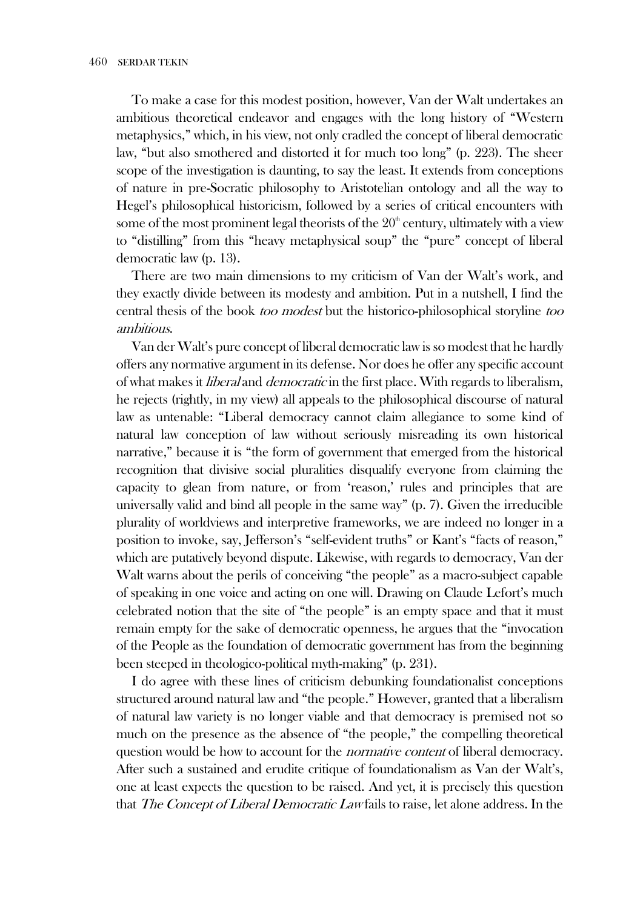To make a case for this modest position, however, Van der Walt undertakes an ambitious theoretical endeavor and engages with the long history of "Western metaphysics," which, in his view, not only cradled the concept of liberal democratic law, "but also smothered and distorted it for much too long" (p. 223). The sheer scope of the investigation is daunting, to say the least. It extends from conceptions of nature in pre-Socratic philosophy to Aristotelian ontology and all the way to Hegel's philosophical historicism, followed by a series of critical encounters with some of the most prominent legal theorists of the 20th century, ultimately with a view to "distilling" from this "heavy metaphysical soup" the "pure" concept of liberal democratic law (p. 13).

There are two main dimensions to my criticism of Van der Walt's work, and they exactly divide between its modesty and ambition. Put in a nutshell, I find the central thesis of the book *too modest* but the historico-philosophical storyline *too ambitious*.

Van der Walt's pure concept of liberal democratic law is so modest that he hardly offers any normative argument in its defense. Nor does he offer any specific account of what makes it *liberal* and *democratic* in the first place. With regards to liberalism, he rejects (rightly, in my view) all appeals to the philosophical discourse of natural law as untenable: "Liberal democracy cannot claim allegiance to some kind of natural law conception of law without seriously misreading its own historical narrative," because it is "the form of government that emerged from the historical recognition that divisive social pluralities disqualify everyone from claiming the capacity to glean from nature, or from 'reason,' rules and principles that are universally valid and bind all people in the same way" (p. 7). Given the irreducible plurality of worldviews and interpretive frameworks, we are indeed no longer in a position to invoke, say, Jefferson's "self-evident truths" or Kant's "facts of reason," which are putatively beyond dispute. Likewise, with regards to democracy, Van der Walt warns about the perils of conceiving "the people" as a macro-subject capable of speaking in one voice and acting on one will. Drawing on Claude Lefort's much celebrated notion that the site of "the people" is an empty space and that it must remain empty for the sake of democratic openness, he argues that the "invocation of the People as the foundation of democratic government has from the beginning been steeped in theologico-political myth-making" (p. 231).

I do agree with these lines of criticism debunking foundationalist conceptions structured around natural law and "the people." However, granted that a liberalism of natural law variety is no longer viable and that democracy is premised not so much on the presence as the absence of "the people," the compelling theoretical question would be how to account for the *normative content* of liberal democracy. After such a sustained and erudite critique of foundationalism as Van der Walt's, one at least expects the question to be raised. And yet, it is precisely this question that *The Concept of Liberal Democratic Law* fails to raise, let alone address. In the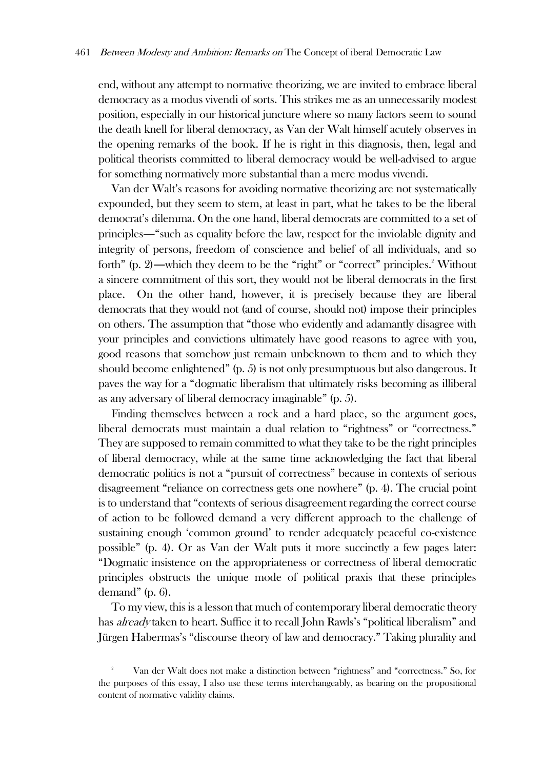end, without any attempt to normative theorizing, we are invited to embrace liberal democracy as a modus vivendi of sorts. This strikes me as an unnecessarily modest position, especially in our historical juncture where so many factors seem to sound the death knell for liberal democracy, as Van der Walt himself acutely observes in the opening remarks of the book. If he is right in this diagnosis, then, legal and political theorists committed to liberal democracy would be well-advised to argue for something normatively more substantial than a mere modus vivendi.

Van der Walt's reasons for avoiding normative theorizing are not systematically expounded, but they seem to stem, at least in part, what he takes to be the liberal democrat's dilemma. On the one hand, liberal democrats are committed to a set of principles—"such as equality before the law, respect for the inviolable dignity and integrity of persons, freedom of conscience and belief of all individuals, and so forth" (p. 2)—which they deem to be the "right" or "correct" principles.[2] Without a sincere commitment of this sort, they would not be liberal democrats in the first place. On the other hand, however, it is precisely because they are liberal democrats that they would not (and of course, should not) impose their principles on others. The assumption that "those who evidently and adamantly disagree with your principles and convictions ultimately have good reasons to agree with you, good reasons that somehow just remain unbeknown to them and to which they should become enlightened" (p. 5) is not only presumptuous but also dangerous. It paves the way for a "dogmatic liberalism that ultimately risks becoming as illiberal as any adversary of liberal democracy imaginable" (p. 5).

Finding themselves between a rock and a hard place, so the argument goes, liberal democrats must maintain a dual relation to "rightness" or "correctness." They are supposed to remain committed to what they take to be the right principles of liberal democracy, while at the same time acknowledging the fact that liberal democratic politics is not a "pursuit of correctness" because in contexts of serious disagreement "reliance on correctness gets one nowhere" (p. 4). The crucial point is to understand that "contexts of serious disagreement regarding the correct course of action to be followed demand a very different approach to the challenge of sustaining enough 'common ground' to render adequately peaceful co-existence possible" (p. 4). Or as Van der Walt puts it more succinctly a few pages later: "Dogmatic insistence on the appropriateness or correctness of liberal democratic principles obstructs the unique mode of political praxis that these principles demand" (p. 6).

To my view, this is a lesson that much of contemporary liberal democratic theory has *already* taken to heart. Suffice it to recall John Rawls's "political liberalism" and Jürgen Habermas's "discourse theory of law and democracy." Taking plurality and

[2] Van der Walt does not make a distinction between "rightness" and "correctness." So, for the purposes of this essay, I also use these terms interchangeably, as bearing on the propositional content of normative validity claims.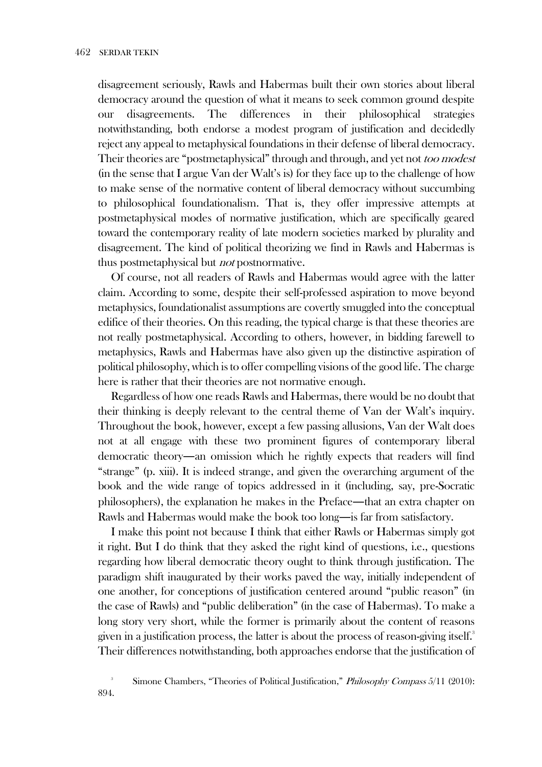disagreement seriously, Rawls and Habermas built their own stories about liberal democracy around the question of what it means to seek common ground despite our disagreements. The differences in their philosophical strategies notwithstanding, both endorse a modest program of justification and decidedly reject any appeal to metaphysical foundations in their defense of liberal democracy. Their theories are "postmetaphysical" through and through, and yet not *too modest* (in the sense that I argue Van der Walt's is) for they face up to the challenge of how to make sense of the normative content of liberal democracy without succumbing to philosophical foundationalism. That is, they offer impressive attempts at postmetaphysical modes of normative justification, which are specifically geared toward the contemporary reality of late modern societies marked by plurality and disagreement. The kind of political theorizing we find in Rawls and Habermas is thus postmetaphysical but *not* postnormative.

Of course, not all readers of Rawls and Habermas would agree with the latter claim. According to some, despite their self-professed aspiration to move beyond metaphysics, foundationalist assumptions are covertly smuggled into the conceptual edifice of their theories. On this reading, the typical charge is that these theories are not really postmetaphysical. According to others, however, in bidding farewell to metaphysics, Rawls and Habermas have also given up the distinctive aspiration of political philosophy, which is to offer compelling visions of the good life. The charge here is rather that their theories are not normative enough.

Regardless of how one reads Rawls and Habermas, there would be no doubt that their thinking is deeply relevant to the central theme of Van der Walt's inquiry. Throughout the book, however, except a few passing allusions, Van der Walt does not at all engage with these two prominent figures of contemporary liberal democratic theory—an omission which he rightly expects that readers will find "strange" (p. xiii). It is indeed strange, and given the overarching argument of the book and the wide range of topics addressed in it (including, say, pre-Socratic philosophers), the explanation he makes in the Preface—that an extra chapter on Rawls and Habermas would make the book too long—is far from satisfactory.

I make this point not because I think that either Rawls or Habermas simply got it right. But I do think that they asked the right kind of questions, i.e., questions regarding how liberal democratic theory ought to think through justification. The paradigm shift inaugurated by their works paved the way, initially independent of one another, for conceptions of justification centered around "public reason" (in the case of Rawls) and "public deliberation" (in the case of Habermas). To make a long story very short, while the former is primarily about the content of reasons given in a justification process, the latter is about the process of reason-giving itself.[3] Their differences notwithstanding, both approaches endorse that the justification of

[3] Simone Chambers, "Theories of Political Justification," *Philosophy Compass* 5/11 (2010): 894.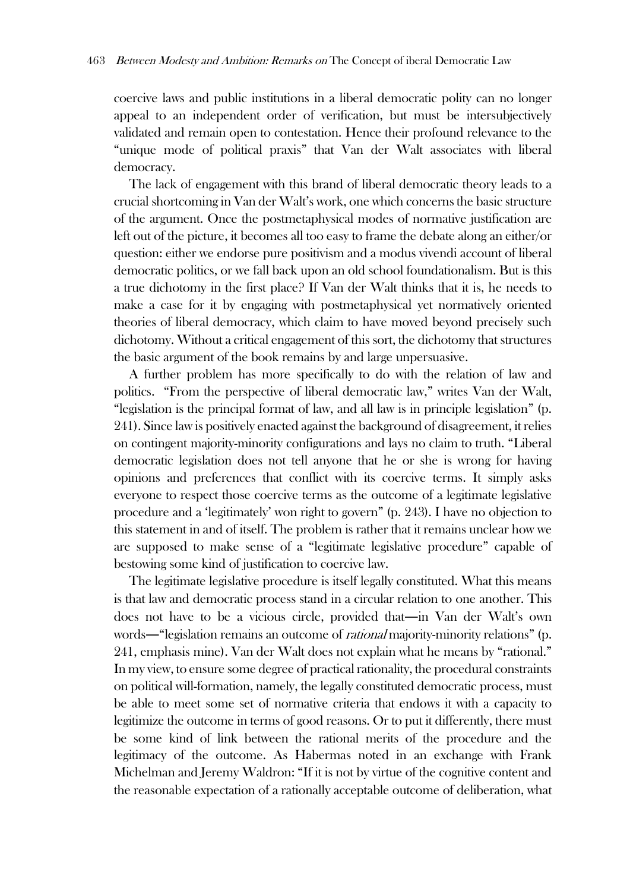coercive laws and public institutions in a liberal democratic polity can no longer appeal to an independent order of verification, but must be intersubjectively validated and remain open to contestation. Hence their profound relevance to the "unique mode of political praxis" that Van der Walt associates with liberal democracy.

The lack of engagement with this brand of liberal democratic theory leads to a crucial shortcoming in Van der Walt's work, one which concerns the basic structure of the argument. Once the postmetaphysical modes of normative justification are left out of the picture, it becomes all too easy to frame the debate along an either/or question: either we endorse pure positivism and a modus vivendi account of liberal democratic politics, or we fall back upon an old school foundationalism. But is this a true dichotomy in the first place? If Van der Walt thinks that it is, he needs to make a case for it by engaging with postmetaphysical yet normatively oriented theories of liberal democracy, which claim to have moved beyond precisely such dichotomy. Without a critical engagement of this sort, the dichotomy that structures the basic argument of the book remains by and large unpersuasive.

A further problem has more specifically to do with the relation of law and politics. "From the perspective of liberal democratic law," writes Van der Walt, "legislation is the principal format of law, and all law is in principle legislation" (p. 241). Since law is positively enacted against the background of disagreement, it relies on contingent majority-minority configurations and lays no claim to truth. "Liberal democratic legislation does not tell anyone that he or she is wrong for having opinions and preferences that conflict with its coercive terms. It simply asks everyone to respect those coercive terms as the outcome of a legitimate legislative procedure and a 'legitimately' won right to govern" (p. 243). I have no objection to this statement in and of itself. The problem is rather that it remains unclear how we are supposed to make sense of a "legitimate legislative procedure" capable of bestowing some kind of justification to coercive law.

The legitimate legislative procedure is itself legally constituted. What this means is that law and democratic process stand in a circular relation to one another. This does not have to be a vicious circle, provided that—in Van der Walt's own words—"legislation remains an outcome of *rational* majority-minority relations" (p. 241, emphasis mine). Van der Walt does not explain what he means by "rational." In my view, to ensure some degree of practical rationality, the procedural constraints on political will-formation, namely, the legally constituted democratic process, must be able to meet some set of normative criteria that endows it with a capacity to legitimize the outcome in terms of good reasons. Or to put it differently, there must be some kind of link between the rational merits of the procedure and the legitimacy of the outcome. As Habermas noted in an exchange with Frank Michelman and Jeremy Waldron: "If it is not by virtue of the cognitive content and the reasonable expectation of a rationally acceptable outcome of deliberation, what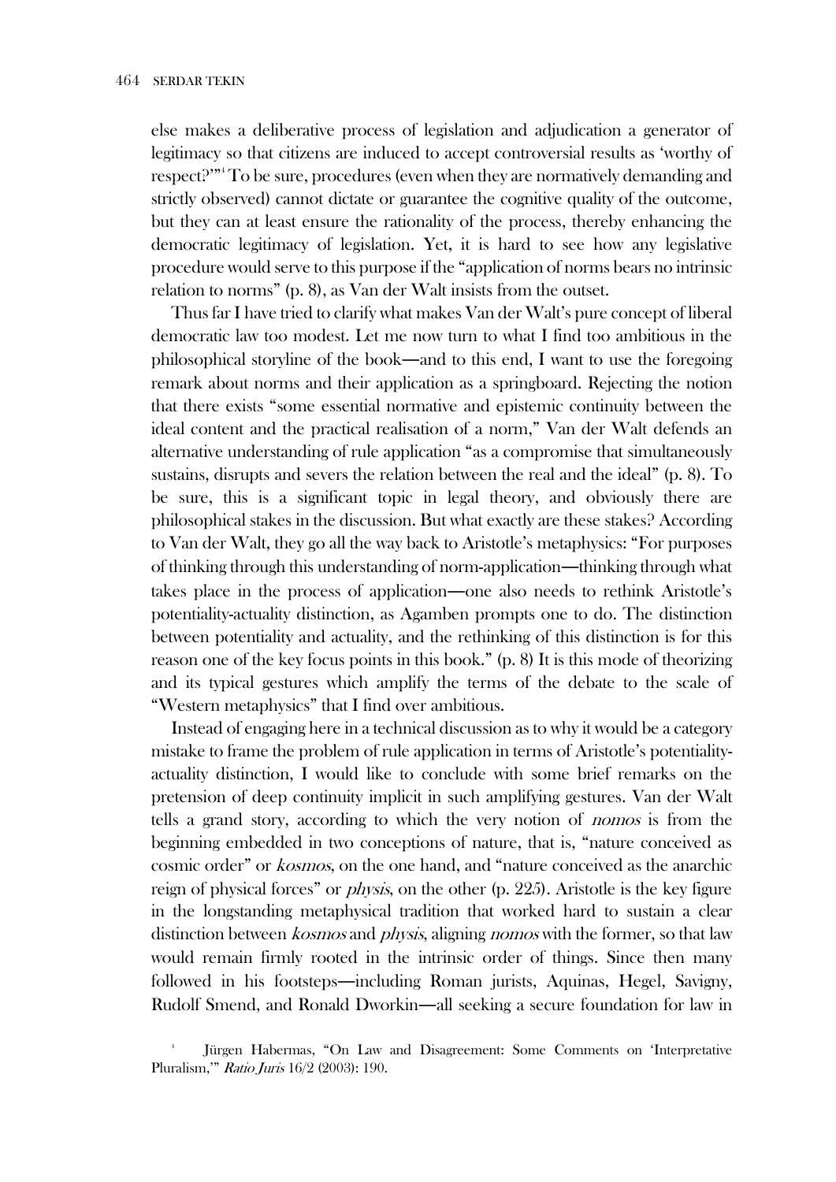else makes a deliberative process of legislation and adjudication a generator of legitimacy so that citizens are induced to accept controversial results as 'worthy of respect?'"[4] To be sure, procedures (even when they are normatively demanding and strictly observed) cannot dictate or guarantee the cognitive quality of the outcome, but they can at least ensure the rationality of the process, thereby enhancing the democratic legitimacy of legislation. Yet, it is hard to see how any legislative procedure would serve to this purpose if the "application of norms bears no intrinsic relation to norms" (p. 8), as Van der Walt insists from the outset.

Thus far I have tried to clarify what makes Van der Walt's pure concept of liberal democratic law too modest. Let me now turn to what I find too ambitious in the philosophical storyline of the book—and to this end, I want to use the foregoing remark about norms and their application as a springboard. Rejecting the notion that there exists "some essential normative and epistemic continuity between the ideal content and the practical realisation of a norm," Van der Walt defends an alternative understanding of rule application "as a compromise that simultaneously sustains, disrupts and severs the relation between the real and the ideal" (p. 8). To be sure, this is a significant topic in legal theory, and obviously there are philosophical stakes in the discussion. But what exactly are these stakes? According to Van der Walt, they go all the way back to Aristotle's metaphysics: "For purposes of thinking through this understanding of norm-application—thinking through what takes place in the process of application—one also needs to rethink Aristotle's potentiality-actuality distinction, as Agamben prompts one to do. The distinction between potentiality and actuality, and the rethinking of this distinction is for this reason one of the key focus points in this book." (p. 8) It is this mode of theorizing and its typical gestures which amplify the terms of the debate to the scale of "Western metaphysics" that I find over ambitious.

Instead of engaging here in a technical discussion as to why it would be a category mistake to frame the problem of rule application in terms of Aristotle's potentiality-actuality distinction, I would like to conclude with some brief remarks on the pretension of deep continuity implicit in such amplifying gestures. Van der Walt tells a grand story, according to which the very notion of *nomos* is from the beginning embedded in two conceptions of nature, that is, "nature conceived as cosmic order" or *kosmos*, on the one hand, and "nature conceived as the anarchic reign of physical forces" or *physis*, on the other (p. 225). Aristotle is the key figure in the longstanding metaphysical tradition that worked hard to sustain a clear distinction between *kosmos* and *physis*, aligning *nomos* with the former, so that law would remain firmly rooted in the intrinsic order of things. Since then many followed in his footsteps—including Roman jurists, Aquinas, Hegel, Savigny, Rudolf Smend, and Ronald Dworkin—all seeking a secure foundation for law in

[4] Jürgen Habermas, "On Law and Disagreement: Some Comments on 'Interpretative Pluralism,'" *Ratio Juris* 16/2 (2003): 190.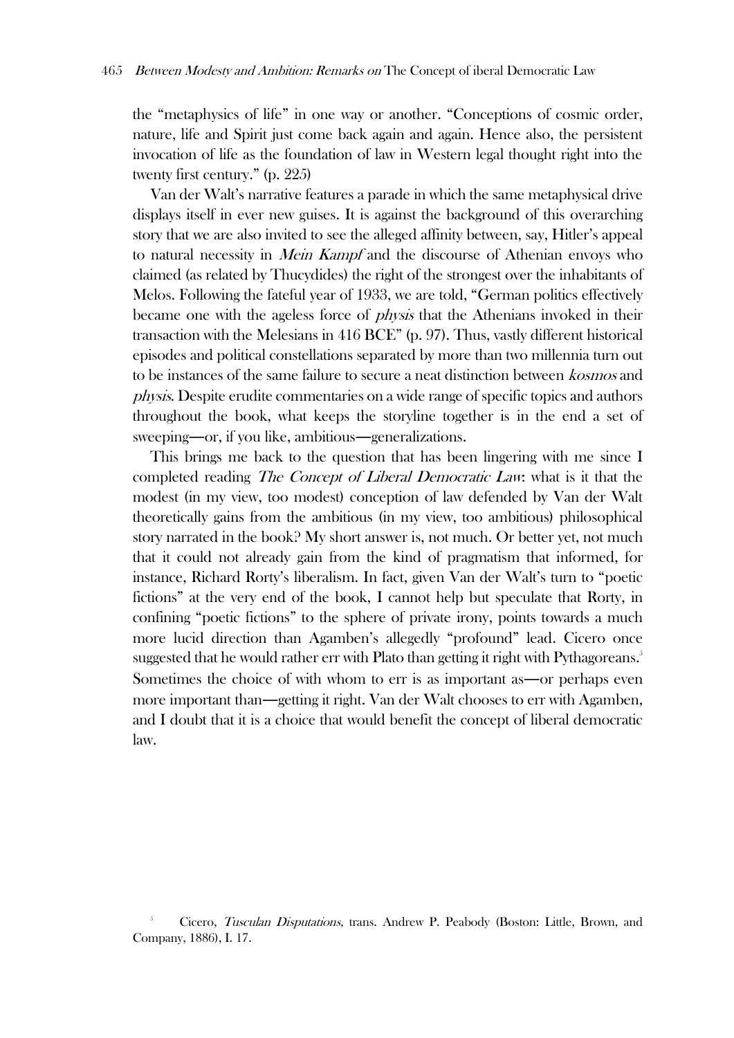the "metaphysics of life" in one way or another. "Conceptions of cosmic order, nature, life and Spirit just come back again and again. Hence also, the persistent invocation of life as the foundation of law in Western legal thought right into the twenty first century." (p. 225)

Van der Walt's narrative features a parade in which the same metaphysical drive displays itself in ever new guises. It is against the background of this overarching story that we are also invited to see the alleged affinity between, say, Hitler's appeal to natural necessity in *Mein Kampf* and the discourse of Athenian envoys who claimed (as related by Thucydides) the right of the strongest over the inhabitants of Melos. Following the fateful year of 1933, we are told, "German politics effectively became one with the ageless force of *physis* that the Athenians invoked in their transaction with the Melesians in 416 BCE" (p. 97). Thus, vastly different historical episodes and political constellations separated by more than two millennia turn out to be instances of the same failure to secure a neat distinction between *kosmos* and *physis*. Despite erudite commentaries on a wide range of specific topics and authors throughout the book, what keeps the storyline together is in the end a set of sweeping—or, if you like, ambitious—generalizations.

This brings me back to the question that has been lingering with me since I completed reading *The Concept of Liberal Democratic Law*: what is it that the modest (in my view, too modest) conception of law defended by Van der Walt theoretically gains from the ambitious (in my view, too ambitious) philosophical story narrated in the book? My short answer is, not much. Or better yet, not much that it could not already gain from the kind of pragmatism that informed, for instance, Richard Rorty's liberalism. In fact, given Van der Walt's turn to "poetic fictions" at the very end of the book, I cannot help but speculate that Rorty, in confining "poetic fictions" to the sphere of private irony, points towards a much more lucid direction than Agamben's allegedly "profound" lead. Cicero once suggested that he would rather err with Plato than getting it right with Pythagoreans.[5] Sometimes the choice of with whom to err is as important as—or perhaps even more important than—getting it right. Van der Walt chooses to err with Agamben, and I doubt that it is a choice that would benefit the concept of liberal democratic law.

[5] Cicero, *Tusculan Disputations*, trans. Andrew P. Peabody (Boston: Little, Brown, and Company, 1886), I. 17.